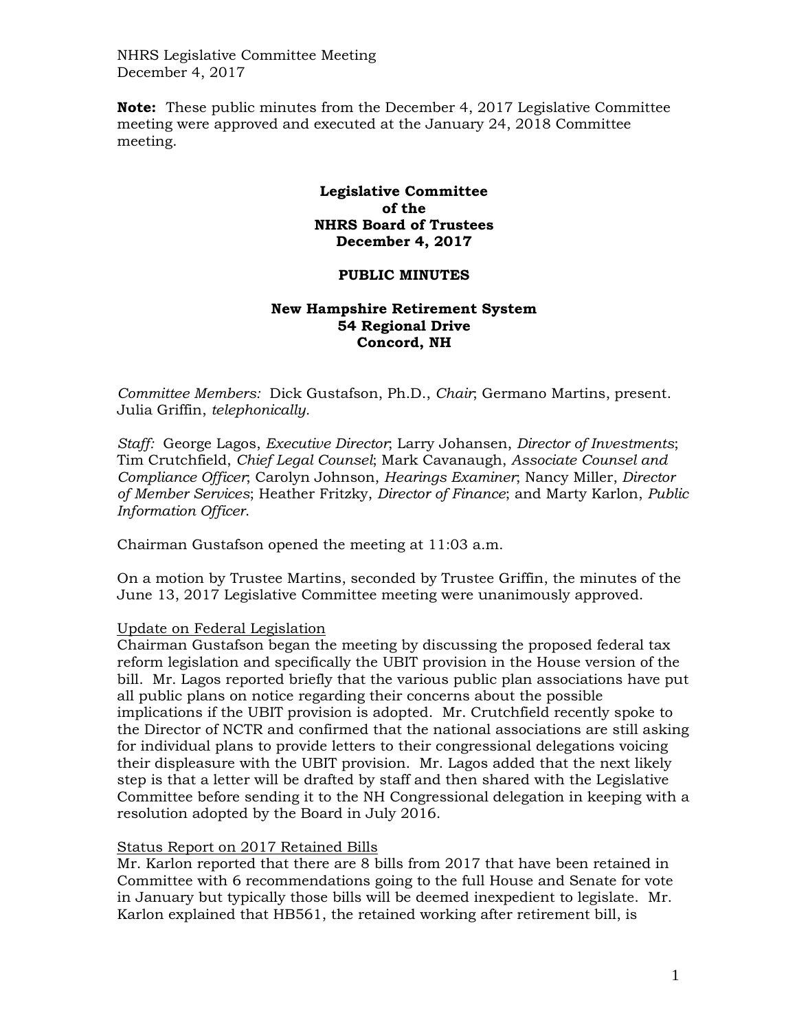NHRS Legislative Committee Meeting
December 4, 2017

**Note:** These public minutes from the December 4, 2017 Legislative Committee meeting were approved and executed at the January 24, 2018 Committee meeting.

**Legislative Committee**
**of the**
**NHRS Board of Trustees**
**December 4, 2017**

**PUBLIC MINUTES**

**New Hampshire Retirement System**
**54 Regional Drive**
**Concord, NH**

*Committee Members:* Dick Gustafson, Ph.D., *Chair*; Germano Martins, present. Julia Griffin, *telephonically.*

*Staff:* George Lagos, *Executive Director*; Larry Johansen, *Director of Investments*; Tim Crutchfield, *Chief Legal Counsel*; Mark Cavanaugh, *Associate Counsel and Compliance Officer*; Carolyn Johnson, *Hearings Examiner*; Nancy Miller, *Director of Member Services*; Heather Fritzky, *Director of Finance*; and Marty Karlon, *Public Information Officer*.

Chairman Gustafson opened the meeting at 11:03 a.m.

On a motion by Trustee Martins, seconded by Trustee Griffin, the minutes of the June 13, 2017 Legislative Committee meeting were unanimously approved.

<u>Update on Federal Legislation</u>
Chairman Gustafson began the meeting by discussing the proposed federal tax reform legislation and specifically the UBIT provision in the House version of the bill. Mr. Lagos reported briefly that the various public plan associations have put all public plans on notice regarding their concerns about the possible implications if the UBIT provision is adopted. Mr. Crutchfield recently spoke to the Director of NCTR and confirmed that the national associations are still asking for individual plans to provide letters to their congressional delegations voicing their displeasure with the UBIT provision. Mr. Lagos added that the next likely step is that a letter will be drafted by staff and then shared with the Legislative Committee before sending it to the NH Congressional delegation in keeping with a resolution adopted by the Board in July 2016.

<u>Status Report on 2017 Retained Bills</u>
Mr. Karlon reported that there are 8 bills from 2017 that have been retained in Committee with 6 recommendations going to the full House and Senate for vote in January but typically those bills will be deemed inexpedient to legislate. Mr. Karlon explained that HB561, the retained working after retirement bill, is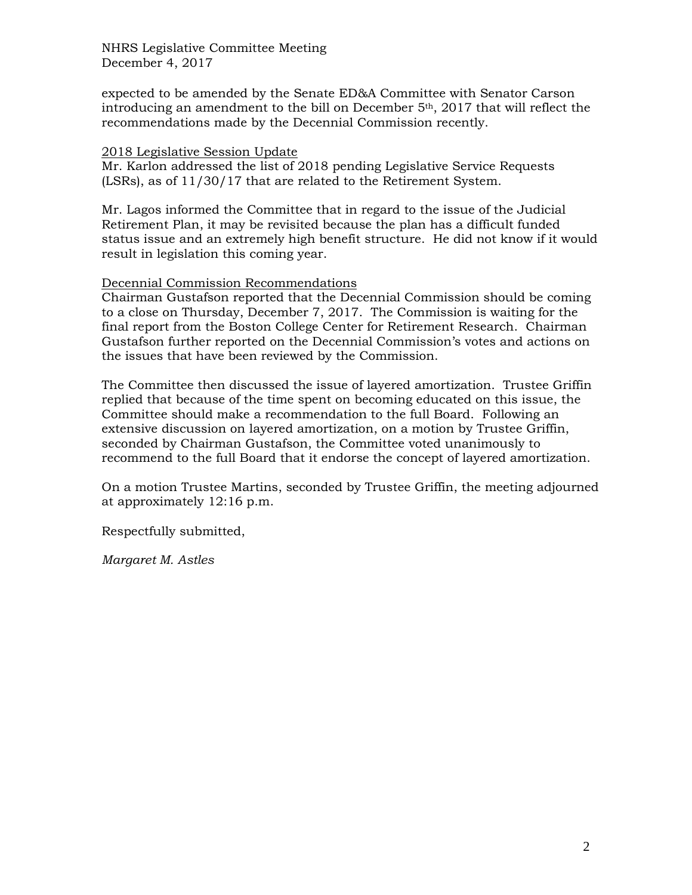expected to be amended by the Senate ED&A Committee with Senator Carson introducing an amendment to the bill on December 5th, 2017 that will reflect the recommendations made by the Decennial Commission recently.

2018 Legislative Session Update

Mr. Karlon addressed the list of 2018 pending Legislative Service Requests (LSRs), as of 11/30/17 that are related to the Retirement System.

Mr. Lagos informed the Committee that in regard to the issue of the Judicial Retirement Plan, it may be revisited because the plan has a difficult funded status issue and an extremely high benefit structure. He did not know if it would result in legislation this coming year.

Decennial Commission Recommendations

Chairman Gustafson reported that the Decennial Commission should be coming to a close on Thursday, December 7, 2017. The Commission is waiting for the final report from the Boston College Center for Retirement Research. Chairman Gustafson further reported on the Decennial Commission's votes and actions on the issues that have been reviewed by the Commission.

The Committee then discussed the issue of layered amortization. Trustee Griffin replied that because of the time spent on becoming educated on this issue, the Committee should make a recommendation to the full Board. Following an extensive discussion on layered amortization, on a motion by Trustee Griffin, seconded by Chairman Gustafson, the Committee voted unanimously to recommend to the full Board that it endorse the concept of layered amortization.

On a motion Trustee Martins, seconded by Trustee Griffin, the meeting adjourned at approximately 12:16 p.m.

Respectfully submitted,

*Margaret M. Astles*